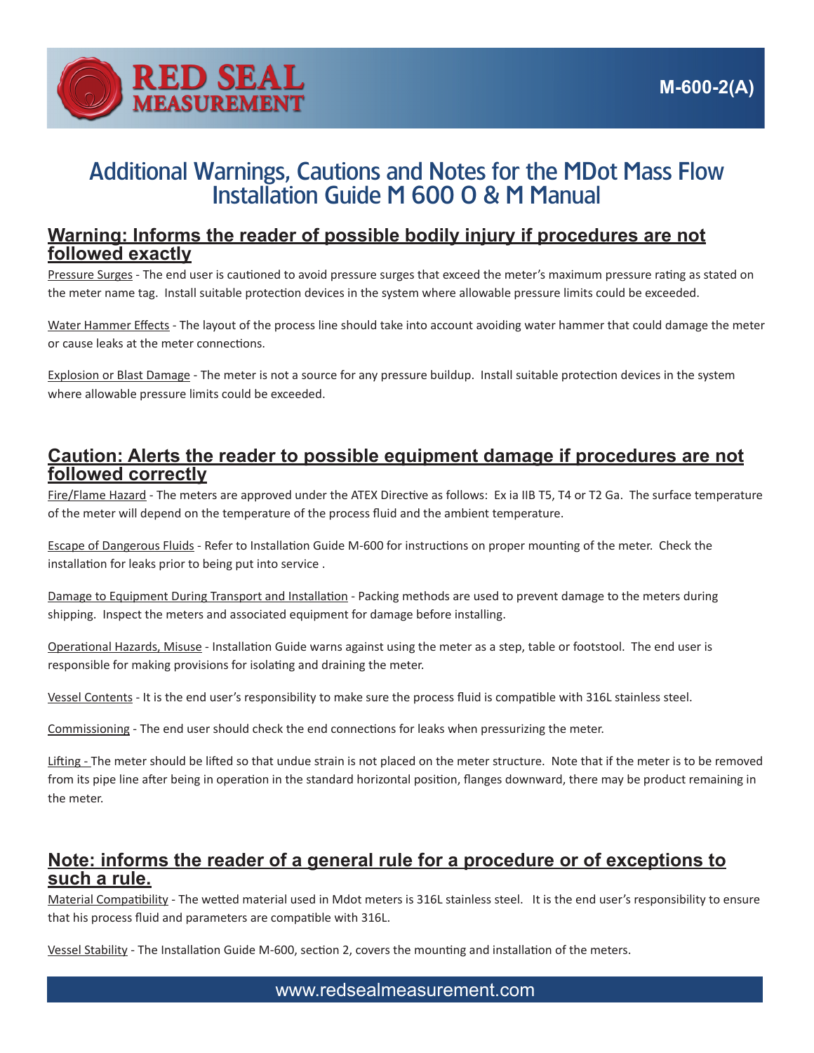RED SEAL MEASUREMENT

M-600-2(A)

# Additional Warnings, Cautions and Notes for the MDot Mass Flow Installation Guide M 600 O & M Manual

## Warning: Informs the reader of possible bodily injury if procedures are not followed exactly

Pressure Surges - The end user is cautioned to avoid pressure surges that exceed the meter's maximum pressure rating as stated on the meter name tag. Install suitable protection devices in the system where allowable pressure limits could be exceeded.

Water Hammer Effects - The layout of the process line should take into account avoiding water hammer that could damage the meter or cause leaks at the meter connections.

Explosion or Blast Damage - The meter is not a source for any pressure buildup. Install suitable protection devices in the system where allowable pressure limits could be exceeded.

## Caution: Alerts the reader to possible equipment damage if procedures are not followed correctly

Fire/Flame Hazard - The meters are approved under the ATEX Directive as follows: Ex ia IIB T5, T4 or T2 Ga. The surface temperature of the meter will depend on the temperature of the process fluid and the ambient temperature.

Escape of Dangerous Fluids - Refer to Installation Guide M-600 for instructions on proper mounting of the meter. Check the installation for leaks prior to being put into service .

Damage to Equipment During Transport and Installation - Packing methods are used to prevent damage to the meters during shipping. Inspect the meters and associated equipment for damage before installing.

Operational Hazards, Misuse - Installation Guide warns against using the meter as a step, table or footstool. The end user is responsible for making provisions for isolating and draining the meter.

Vessel Contents - It is the end user's responsibility to make sure the process fluid is compatible with 316L stainless steel.

Commissioning - The end user should check the end connections for leaks when pressurizing the meter.

Lifting - The meter should be lifted so that undue strain is not placed on the meter structure. Note that if the meter is to be removed from its pipe line after being in operation in the standard horizontal position, flanges downward, there may be product remaining in the meter.

## Note: informs the reader of a general rule for a procedure or of exceptions to such a rule.

Material Compatibility - The wetted material used in Mdot meters is 316L stainless steel. It is the end user's responsibility to ensure that his process fluid and parameters are compatible with 316L.

Vessel Stability - The Installation Guide M-600, section 2, covers the mounting and installation of the meters.

www.redsealmeasurement.com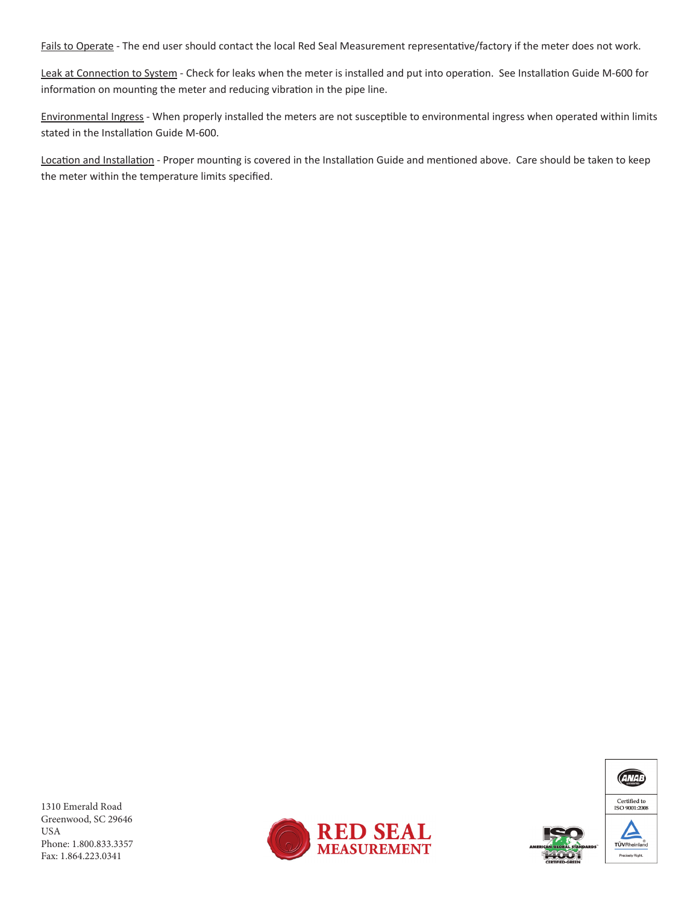Fails to Operate - The end user should contact the local Red Seal Measurement representative/factory if the meter does not work.

Leak at Connection to System - Check for leaks when the meter is installed and put into operation. See Installation Guide M-600 for information on mounting the meter and reducing vibration in the pipe line.

Environmental Ingress - When properly installed the meters are not susceptible to environmental ingress when operated within limits stated in the Installation Guide M-600.

Location and Installation - Proper mounting is covered in the Installation Guide and mentioned above. Care should be taken to keep the meter within the temperature limits specified.

1310 Emerald Road
Greenwood, SC 29646
USA
Phone: 1.800.833.3357
Fax: 1.864.223.0341

RED SEAL MEASUREMENT

Certified to ISO 9001:2008